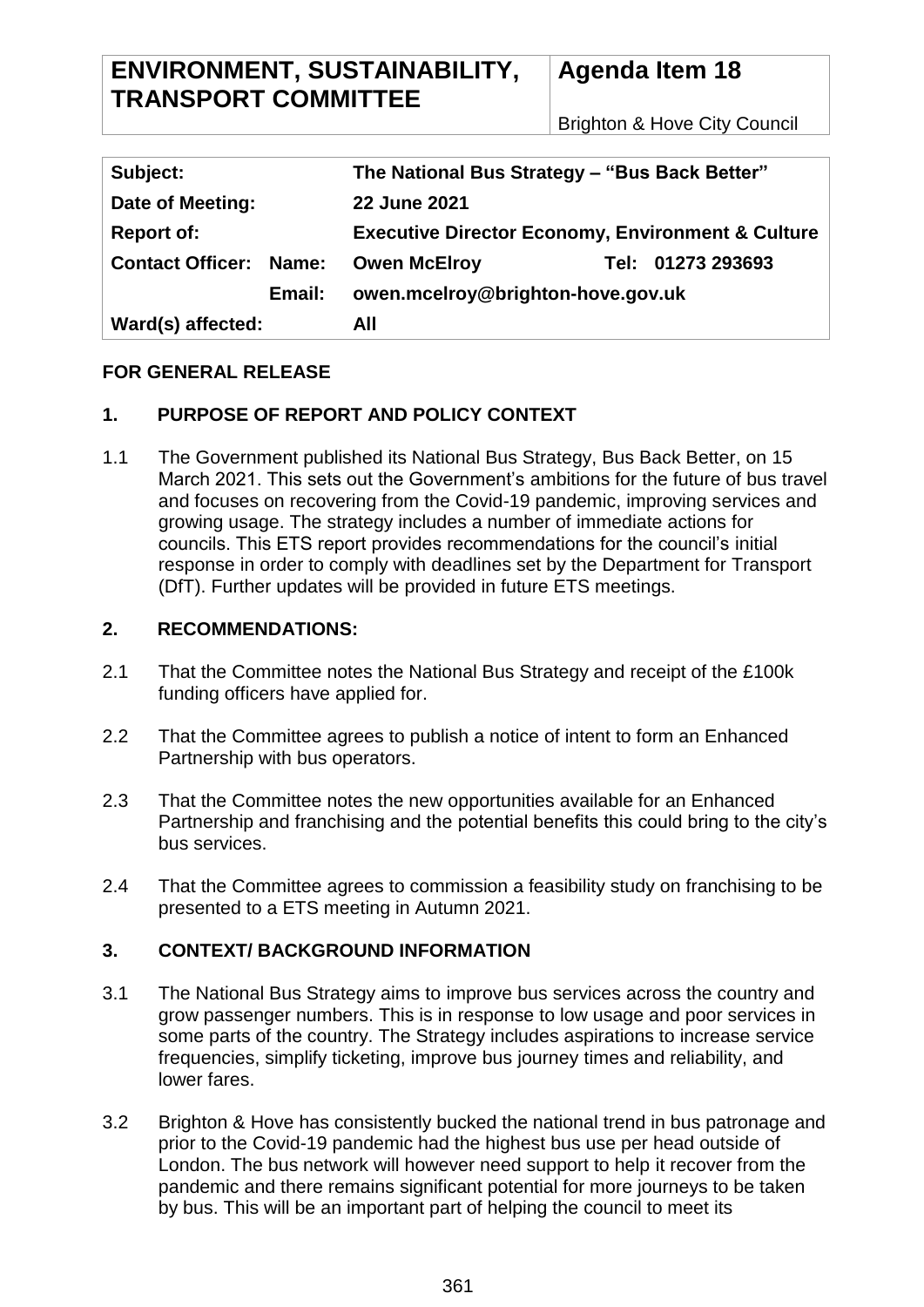| ENVIRONMENT, SUSTAINABILITY, TRANSPORT COMMITTEE | Agenda Item 18 |
| --- | --- |
| | Brighton & Hove City Council |

| | | | |
| --- | --- | --- | --- |
| **Subject:** | | **The National Bus Strategy – "Bus Back Better"** | |
| **Date of Meeting:** | | **22 June 2021** | |
| **Report of:** | | **Executive Director Economy, Environment & Culture** | |
| **Contact Officer:** | **Name:** | **Owen McElroy** | **Tel: 01273 293693** |
| | **Email:** | **owen.mcelroy@brighton-hove.gov.uk** | |
| **Ward(s) affected:** | | **All** | |

**FOR GENERAL RELEASE**

## 1. PURPOSE OF REPORT AND POLICY CONTEXT

1.1 The Government published its National Bus Strategy, Bus Back Better, on 15 March 2021. This sets out the Government's ambitions for the future of bus travel and focuses on recovering from the Covid-19 pandemic, improving services and growing usage. The strategy includes a number of immediate actions for councils. This ETS report provides recommendations for the council's initial response in order to comply with deadlines set by the Department for Transport (DfT). Further updates will be provided in future ETS meetings.

## 2. RECOMMENDATIONS:

2.1 That the Committee notes the National Bus Strategy and receipt of the £100k funding officers have applied for.

2.2 That the Committee agrees to publish a notice of intent to form an Enhanced Partnership with bus operators.

2.3 That the Committee notes the new opportunities available for an Enhanced Partnership and franchising and the potential benefits this could bring to the city's bus services.

2.4 That the Committee agrees to commission a feasibility study on franchising to be presented to a ETS meeting in Autumn 2021.

## 3. CONTEXT/ BACKGROUND INFORMATION

3.1 The National Bus Strategy aims to improve bus services across the country and grow passenger numbers. This is in response to low usage and poor services in some parts of the country. The Strategy includes aspirations to increase service frequencies, simplify ticketing, improve bus journey times and reliability, and lower fares.

3.2 Brighton & Hove has consistently bucked the national trend in bus patronage and prior to the Covid-19 pandemic had the highest bus use per head outside of London. The bus network will however need support to help it recover from the pandemic and there remains significant potential for more journeys to be taken by bus. This will be an important part of helping the council to meet its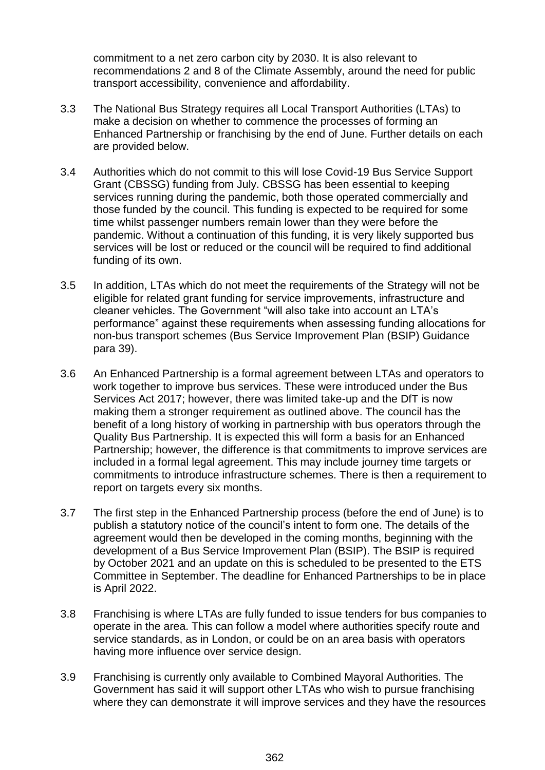commitment to a net zero carbon city by 2030. It is also relevant to recommendations 2 and 8 of the Climate Assembly, around the need for public transport accessibility, convenience and affordability.

3.3 The National Bus Strategy requires all Local Transport Authorities (LTAs) to make a decision on whether to commence the processes of forming an Enhanced Partnership or franchising by the end of June. Further details on each are provided below.

3.4 Authorities which do not commit to this will lose Covid-19 Bus Service Support Grant (CBSSG) funding from July. CBSSG has been essential to keeping services running during the pandemic, both those operated commercially and those funded by the council. This funding is expected to be required for some time whilst passenger numbers remain lower than they were before the pandemic. Without a continuation of this funding, it is very likely supported bus services will be lost or reduced or the council will be required to find additional funding of its own.

3.5 In addition, LTAs which do not meet the requirements of the Strategy will not be eligible for related grant funding for service improvements, infrastructure and cleaner vehicles. The Government "will also take into account an LTA's performance" against these requirements when assessing funding allocations for non-bus transport schemes (Bus Service Improvement Plan (BSIP) Guidance para 39).

3.6 An Enhanced Partnership is a formal agreement between LTAs and operators to work together to improve bus services. These were introduced under the Bus Services Act 2017; however, there was limited take-up and the DfT is now making them a stronger requirement as outlined above. The council has the benefit of a long history of working in partnership with bus operators through the Quality Bus Partnership. It is expected this will form a basis for an Enhanced Partnership; however, the difference is that commitments to improve services are included in a formal legal agreement. This may include journey time targets or commitments to introduce infrastructure schemes. There is then a requirement to report on targets every six months.

3.7 The first step in the Enhanced Partnership process (before the end of June) is to publish a statutory notice of the council's intent to form one. The details of the agreement would then be developed in the coming months, beginning with the development of a Bus Service Improvement Plan (BSIP). The BSIP is required by October 2021 and an update on this is scheduled to be presented to the ETS Committee in September. The deadline for Enhanced Partnerships to be in place is April 2022.

3.8 Franchising is where LTAs are fully funded to issue tenders for bus companies to operate in the area. This can follow a model where authorities specify route and service standards, as in London, or could be on an area basis with operators having more influence over service design.

3.9 Franchising is currently only available to Combined Mayoral Authorities. The Government has said it will support other LTAs who wish to pursue franchising where they can demonstrate it will improve services and they have the resources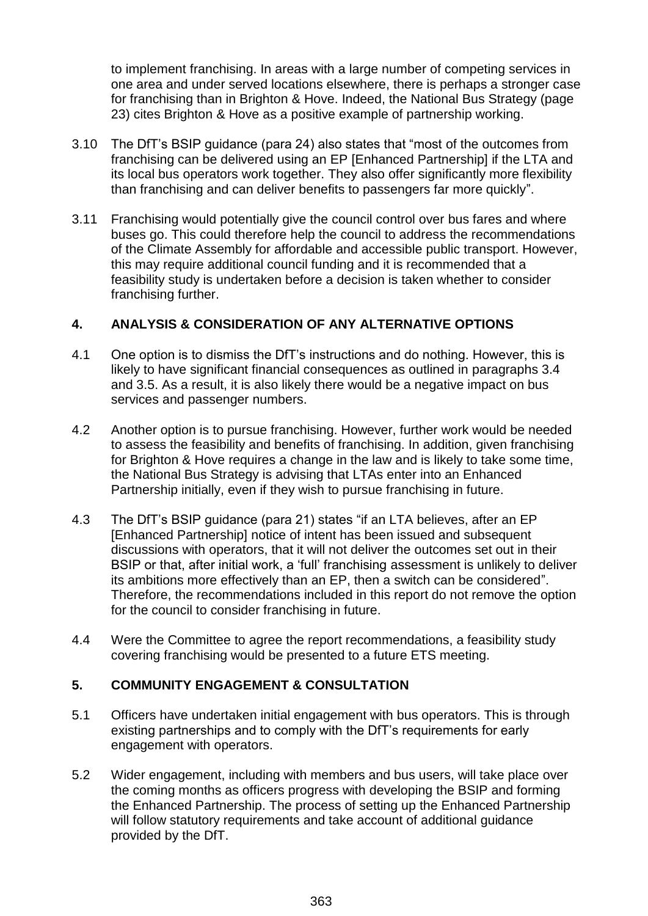to implement franchising. In areas with a large number of competing services in one area and under served locations elsewhere, there is perhaps a stronger case for franchising than in Brighton & Hove. Indeed, the National Bus Strategy (page 23) cites Brighton & Hove as a positive example of partnership working.

3.10 The DfT's BSIP guidance (para 24) also states that "most of the outcomes from franchising can be delivered using an EP [Enhanced Partnership] if the LTA and its local bus operators work together. They also offer significantly more flexibility than franchising and can deliver benefits to passengers far more quickly".

3.11 Franchising would potentially give the council control over bus fares and where buses go. This could therefore help the council to address the recommendations of the Climate Assembly for affordable and accessible public transport. However, this may require additional council funding and it is recommended that a feasibility study is undertaken before a decision is taken whether to consider franchising further.

## 4. ANALYSIS & CONSIDERATION OF ANY ALTERNATIVE OPTIONS

4.1 One option is to dismiss the DfT's instructions and do nothing. However, this is likely to have significant financial consequences as outlined in paragraphs 3.4 and 3.5. As a result, it is also likely there would be a negative impact on bus services and passenger numbers.

4.2 Another option is to pursue franchising. However, further work would be needed to assess the feasibility and benefits of franchising. In addition, given franchising for Brighton & Hove requires a change in the law and is likely to take some time, the National Bus Strategy is advising that LTAs enter into an Enhanced Partnership initially, even if they wish to pursue franchising in future.

4.3 The DfT's BSIP guidance (para 21) states "if an LTA believes, after an EP [Enhanced Partnership] notice of intent has been issued and subsequent discussions with operators, that it will not deliver the outcomes set out in their BSIP or that, after initial work, a 'full' franchising assessment is unlikely to deliver its ambitions more effectively than an EP, then a switch can be considered". Therefore, the recommendations included in this report do not remove the option for the council to consider franchising in future.

4.4 Were the Committee to agree the report recommendations, a feasibility study covering franchising would be presented to a future ETS meeting.

## 5. COMMUNITY ENGAGEMENT & CONSULTATION

5.1 Officers have undertaken initial engagement with bus operators. This is through existing partnerships and to comply with the DfT's requirements for early engagement with operators.

5.2 Wider engagement, including with members and bus users, will take place over the coming months as officers progress with developing the BSIP and forming the Enhanced Partnership. The process of setting up the Enhanced Partnership will follow statutory requirements and take account of additional guidance provided by the DfT.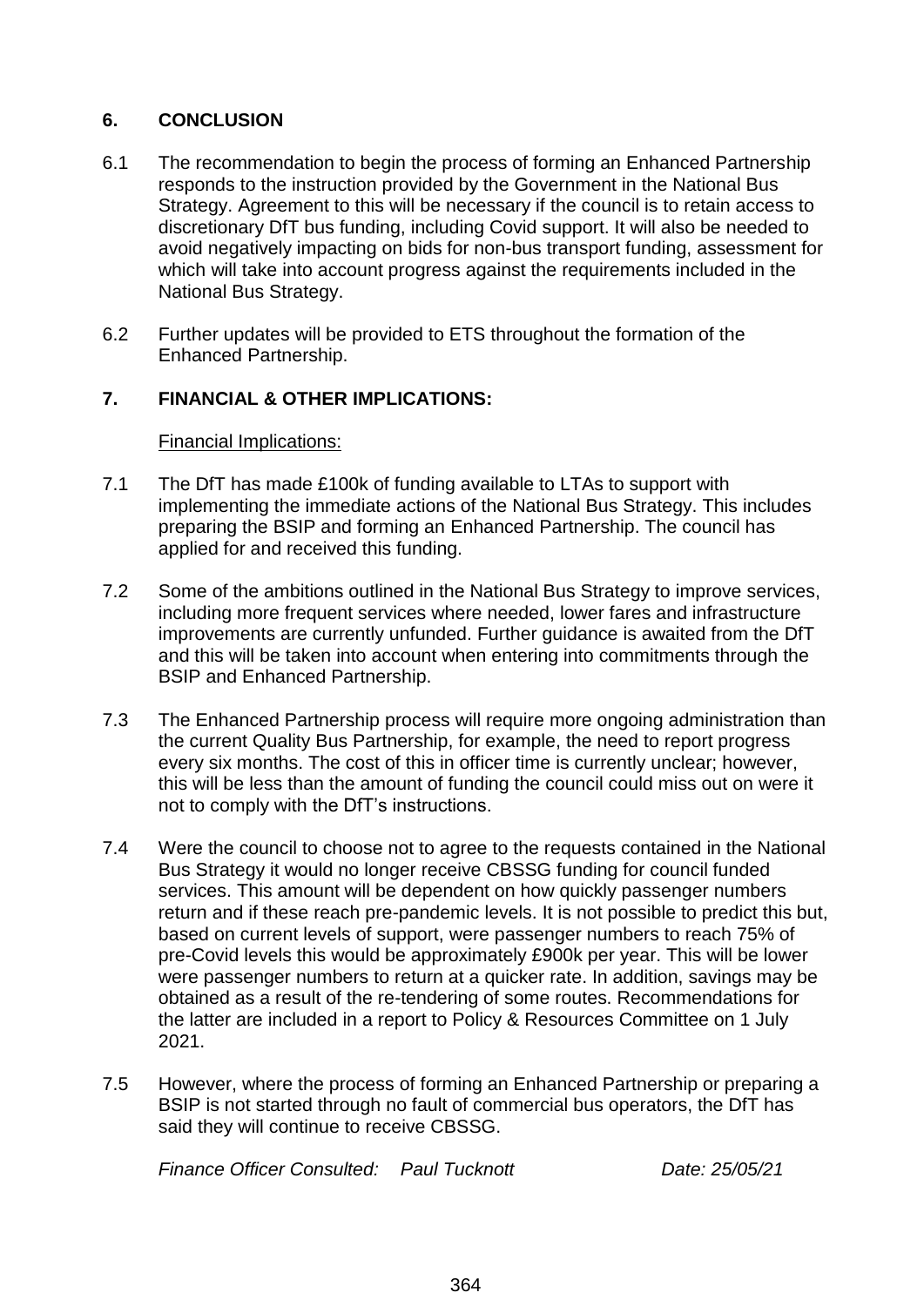## 6. CONCLUSION

6.1 The recommendation to begin the process of forming an Enhanced Partnership responds to the instruction provided by the Government in the National Bus Strategy. Agreement to this will be necessary if the council is to retain access to discretionary DfT bus funding, including Covid support. It will also be needed to avoid negatively impacting on bids for non-bus transport funding, assessment for which will take into account progress against the requirements included in the National Bus Strategy.

6.2 Further updates will be provided to ETS throughout the formation of the Enhanced Partnership.

## 7. FINANCIAL & OTHER IMPLICATIONS:

Financial Implications:

7.1 The DfT has made £100k of funding available to LTAs to support with implementing the immediate actions of the National Bus Strategy. This includes preparing the BSIP and forming an Enhanced Partnership. The council has applied for and received this funding.

7.2 Some of the ambitions outlined in the National Bus Strategy to improve services, including more frequent services where needed, lower fares and infrastructure improvements are currently unfunded. Further guidance is awaited from the DfT and this will be taken into account when entering into commitments through the BSIP and Enhanced Partnership.

7.3 The Enhanced Partnership process will require more ongoing administration than the current Quality Bus Partnership, for example, the need to report progress every six months. The cost of this in officer time is currently unclear; however, this will be less than the amount of funding the council could miss out on were it not to comply with the DfT's instructions.

7.4 Were the council to choose not to agree to the requests contained in the National Bus Strategy it would no longer receive CBSSG funding for council funded services. This amount will be dependent on how quickly passenger numbers return and if these reach pre-pandemic levels. It is not possible to predict this but, based on current levels of support, were passenger numbers to reach 75% of pre-Covid levels this would be approximately £900k per year. This will be lower were passenger numbers to return at a quicker rate. In addition, savings may be obtained as a result of the re-tendering of some routes. Recommendations for the latter are included in a report to Policy & Resources Committee on 1 July 2021.

7.5 However, where the process of forming an Enhanced Partnership or preparing a BSIP is not started through no fault of commercial bus operators, the DfT has said they will continue to receive CBSSG.

*Finance Officer Consulted: Paul Tucknott Date: 25/05/21*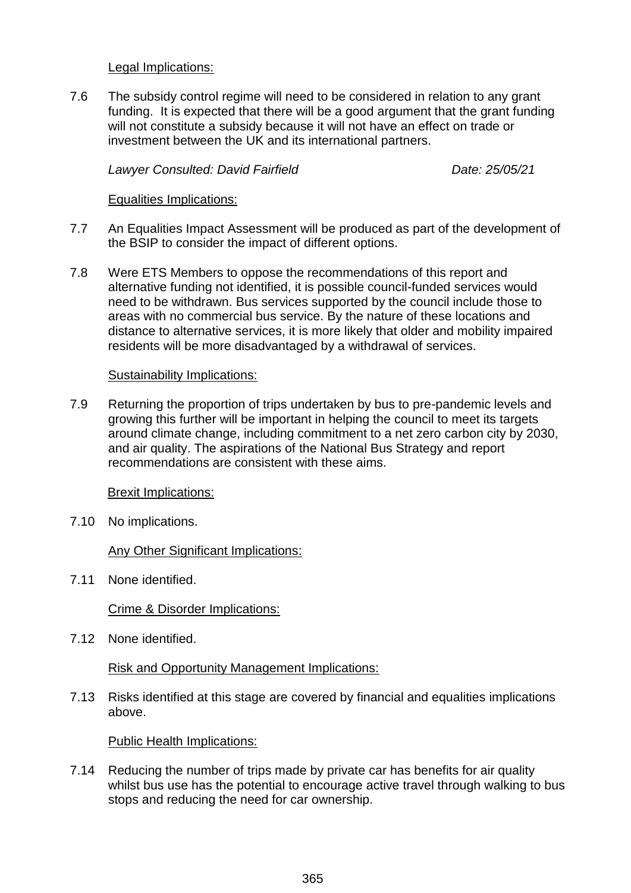Legal Implications:

7.6 The subsidy control regime will need to be considered in relation to any grant funding. It is expected that there will be a good argument that the grant funding will not constitute a subsidy because it will not have an effect on trade or investment between the UK and its international partners.

*Lawyer Consulted: David Fairfield* *Date: 25/05/21*

Equalities Implications:

7.7 An Equalities Impact Assessment will be produced as part of the development of the BSIP to consider the impact of different options.

7.8 Were ETS Members to oppose the recommendations of this report and alternative funding not identified, it is possible council-funded services would need to be withdrawn. Bus services supported by the council include those to areas with no commercial bus service. By the nature of these locations and distance to alternative services, it is more likely that older and mobility impaired residents will be more disadvantaged by a withdrawal of services.

Sustainability Implications:

7.9 Returning the proportion of trips undertaken by bus to pre-pandemic levels and growing this further will be important in helping the council to meet its targets around climate change, including commitment to a net zero carbon city by 2030, and air quality. The aspirations of the National Bus Strategy and report recommendations are consistent with these aims.

Brexit Implications:

7.10 No implications.

Any Other Significant Implications:

7.11 None identified.

Crime & Disorder Implications:

7.12 None identified.

Risk and Opportunity Management Implications:

7.13 Risks identified at this stage are covered by financial and equalities implications above.

Public Health Implications:

7.14 Reducing the number of trips made by private car has benefits for air quality whilst bus use has the potential to encourage active travel through walking to bus stops and reducing the need for car ownership.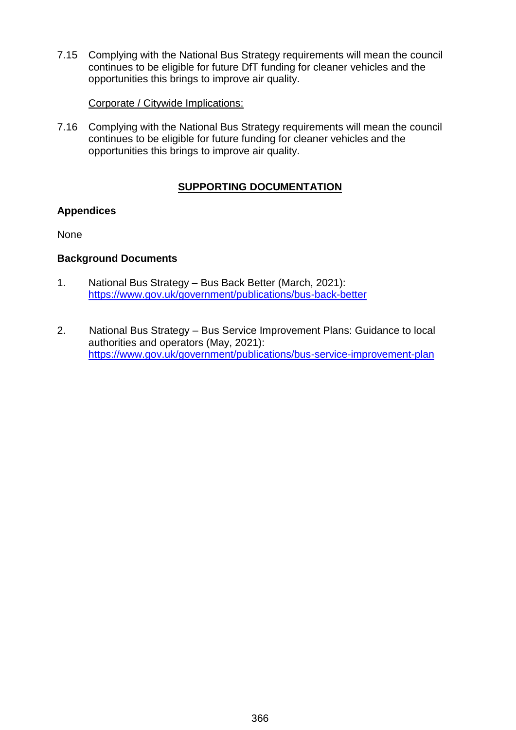7.15 Complying with the National Bus Strategy requirements will mean the council continues to be eligible for future DfT funding for cleaner vehicles and the opportunities this brings to improve air quality.

Corporate / Citywide Implications:

7.16 Complying with the National Bus Strategy requirements will mean the council continues to be eligible for future funding for cleaner vehicles and the opportunities this brings to improve air quality.

## SUPPORTING DOCUMENTATION

### Appendices

None

### Background Documents

1. National Bus Strategy – Bus Back Better (March, 2021): https://www.gov.uk/government/publications/bus-back-better

2. National Bus Strategy – Bus Service Improvement Plans: Guidance to local authorities and operators (May, 2021): https://www.gov.uk/government/publications/bus-service-improvement-plan